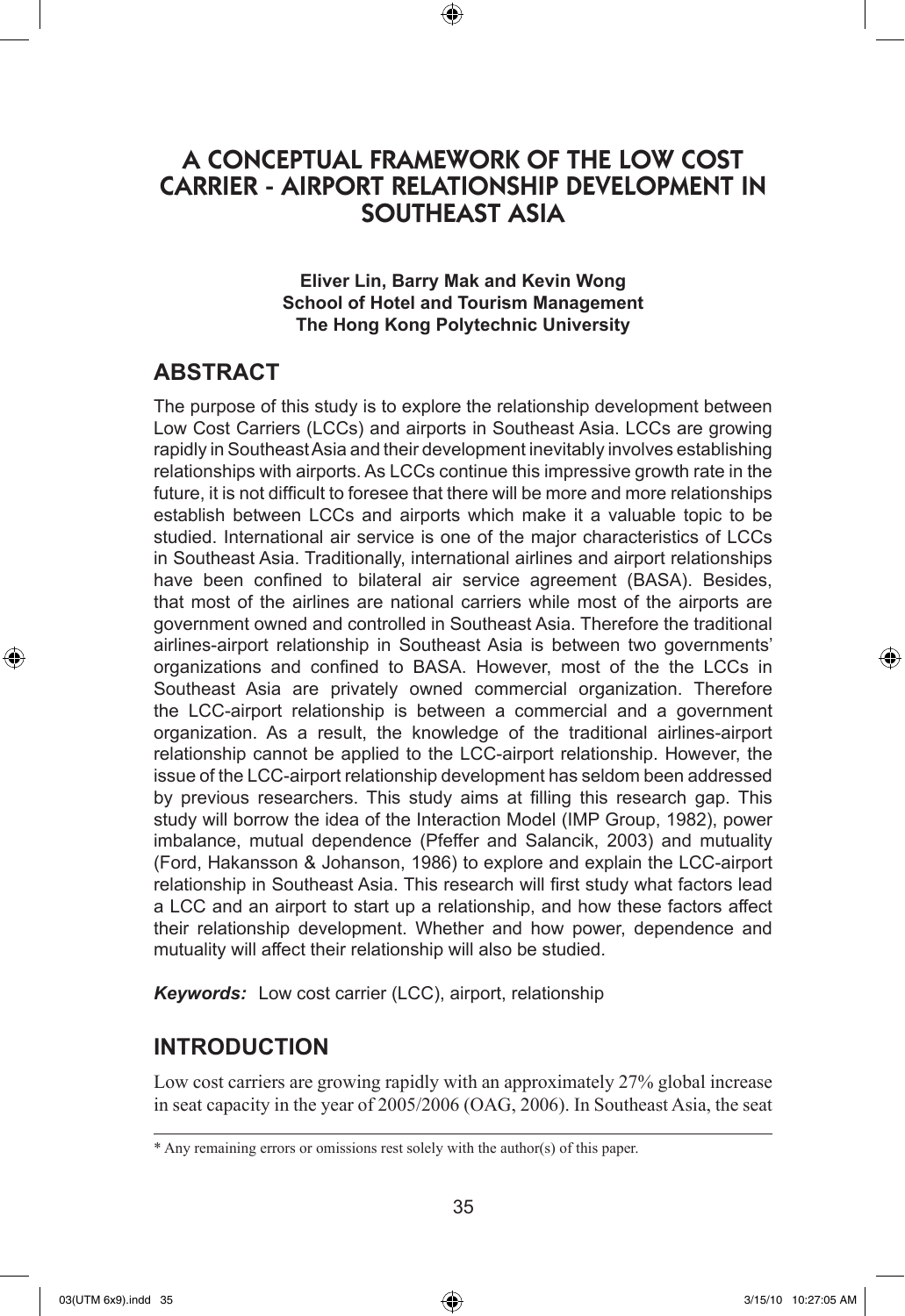# A CONCEPTUAL FRAMEWORK OF THE LOW COST CARRIER - AIRPORT RELATIONSHIP DEVELOPMENT IN SOUTHEAST ASIA

**Eliver Lin, Barry Mak and Kevin Wong**
**School of Hotel and Tourism Management**
**The Hong Kong Polytechnic University**

## ABSTRACT

The purpose of this study is to explore the relationship development between Low Cost Carriers (LCCs) and airports in Southeast Asia. LCCs are growing rapidly in Southeast Asia and their development inevitably involves establishing relationships with airports. As LCCs continue this impressive growth rate in the future, it is not difficult to foresee that there will be more and more relationships establish between LCCs and airports which make it a valuable topic to be studied. International air service is one of the major characteristics of LCCs in Southeast Asia. Traditionally, international airlines and airport relationships have been confined to bilateral air service agreement (BASA). Besides, that most of the airlines are national carriers while most of the airports are government owned and controlled in Southeast Asia. Therefore the traditional airlines-airport relationship in Southeast Asia is between two governments' organizations and confined to BASA. However, most of the the LCCs in Southeast Asia are privately owned commercial organization. Therefore the LCC-airport relationship is between a commercial and a government organization. As a result, the knowledge of the traditional airlines-airport relationship cannot be applied to the LCC-airport relationship. However, the issue of the LCC-airport relationship development has seldom been addressed by previous researchers. This study aims at filling this research gap. This study will borrow the idea of the Interaction Model (IMP Group, 1982), power imbalance, mutual dependence (Pfeffer and Salancik, 2003) and mutuality (Ford, Hakansson & Johanson, 1986) to explore and explain the LCC-airport relationship in Southeast Asia. This research will first study what factors lead a LCC and an airport to start up a relationship, and how these factors affect their relationship development. Whether and how power, dependence and mutuality will affect their relationship will also be studied.

***Keywords:*** Low cost carrier (LCC), airport, relationship

## INTRODUCTION

Low cost carriers are growing rapidly with an approximately 27% global increase in seat capacity in the year of 2005/2006 (OAG, 2006). In Southeast Asia, the seat

\* Any remaining errors or omissions rest solely with the author(s) of this paper.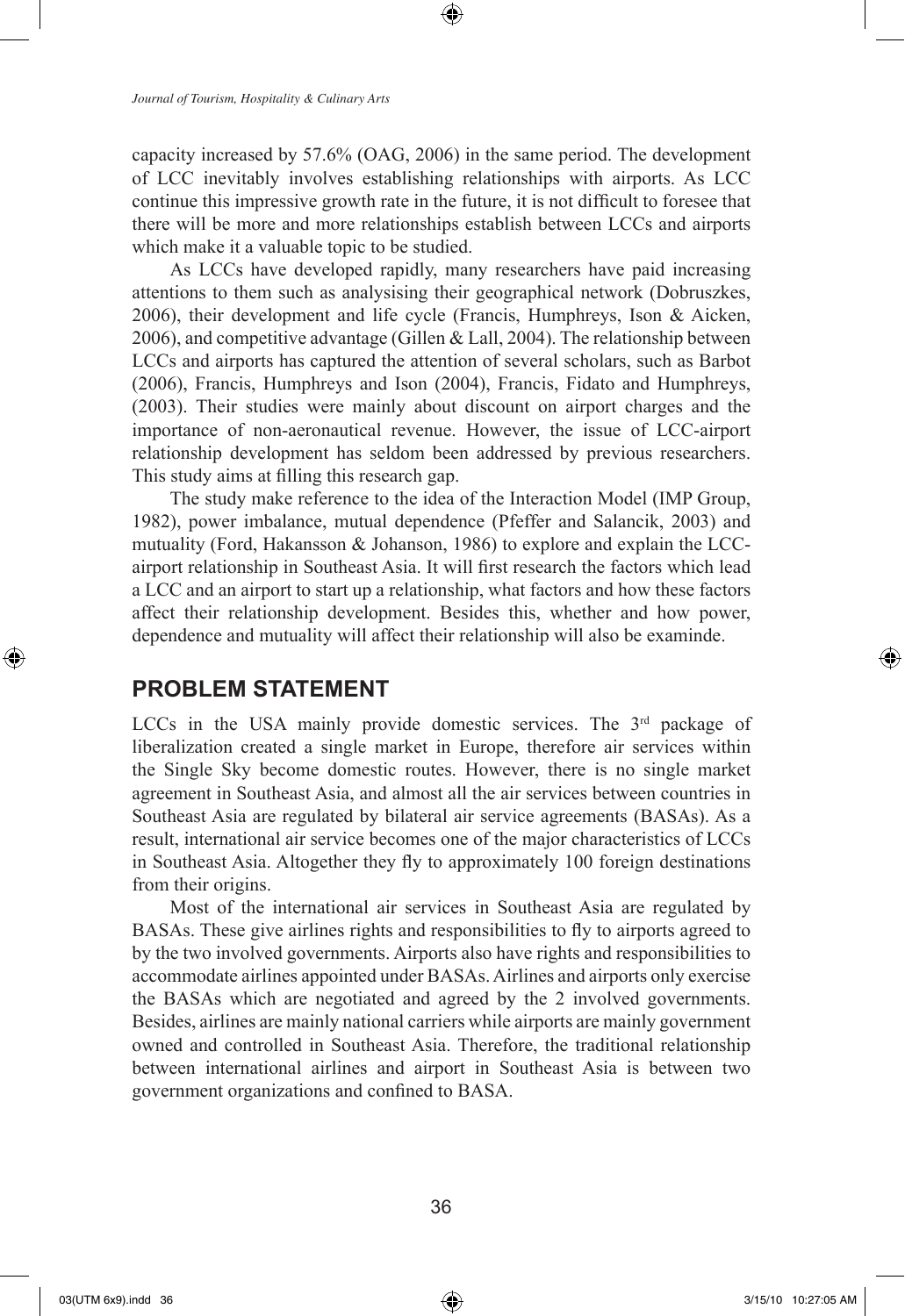capacity increased by 57.6% (OAG, 2006) in the same period. The development of LCC inevitably involves establishing relationships with airports. As LCC continue this impressive growth rate in the future, it is not difficult to foresee that there will be more and more relationships establish between LCCs and airports which make it a valuable topic to be studied.

As LCCs have developed rapidly, many researchers have paid increasing attentions to them such as analysising their geographical network (Dobruszkes, 2006), their development and life cycle (Francis, Humphreys, Ison & Aicken, 2006), and competitive advantage (Gillen & Lall, 2004). The relationship between LCCs and airports has captured the attention of several scholars, such as Barbot (2006), Francis, Humphreys and Ison (2004), Francis, Fidato and Humphreys, (2003). Their studies were mainly about discount on airport charges and the importance of non-aeronautical revenue. However, the issue of LCC-airport relationship development has seldom been addressed by previous researchers. This study aims at filling this research gap.

The study make reference to the idea of the Interaction Model (IMP Group, 1982), power imbalance, mutual dependence (Pfeffer and Salancik, 2003) and mutuality (Ford, Hakansson & Johanson, 1986) to explore and explain the LCC-airport relationship in Southeast Asia. It will first research the factors which lead a LCC and an airport to start up a relationship, what factors and how these factors affect their relationship development. Besides this, whether and how power, dependence and mutuality will affect their relationship will also be examinde.

## PROBLEM STATEMENT

LCCs in the USA mainly provide domestic services. The 3rd package of liberalization created a single market in Europe, therefore air services within the Single Sky become domestic routes. However, there is no single market agreement in Southeast Asia, and almost all the air services between countries in Southeast Asia are regulated by bilateral air service agreements (BASAs). As a result, international air service becomes one of the major characteristics of LCCs in Southeast Asia. Altogether they fly to approximately 100 foreign destinations from their origins.

Most of the international air services in Southeast Asia are regulated by BASAs. These give airlines rights and responsibilities to fly to airports agreed to by the two involved governments. Airports also have rights and responsibilities to accommodate airlines appointed under BASAs. Airlines and airports only exercise the BASAs which are negotiated and agreed by the 2 involved governments. Besides, airlines are mainly national carriers while airports are mainly government owned and controlled in Southeast Asia. Therefore, the traditional relationship between international airlines and airport in Southeast Asia is between two government organizations and confined to BASA.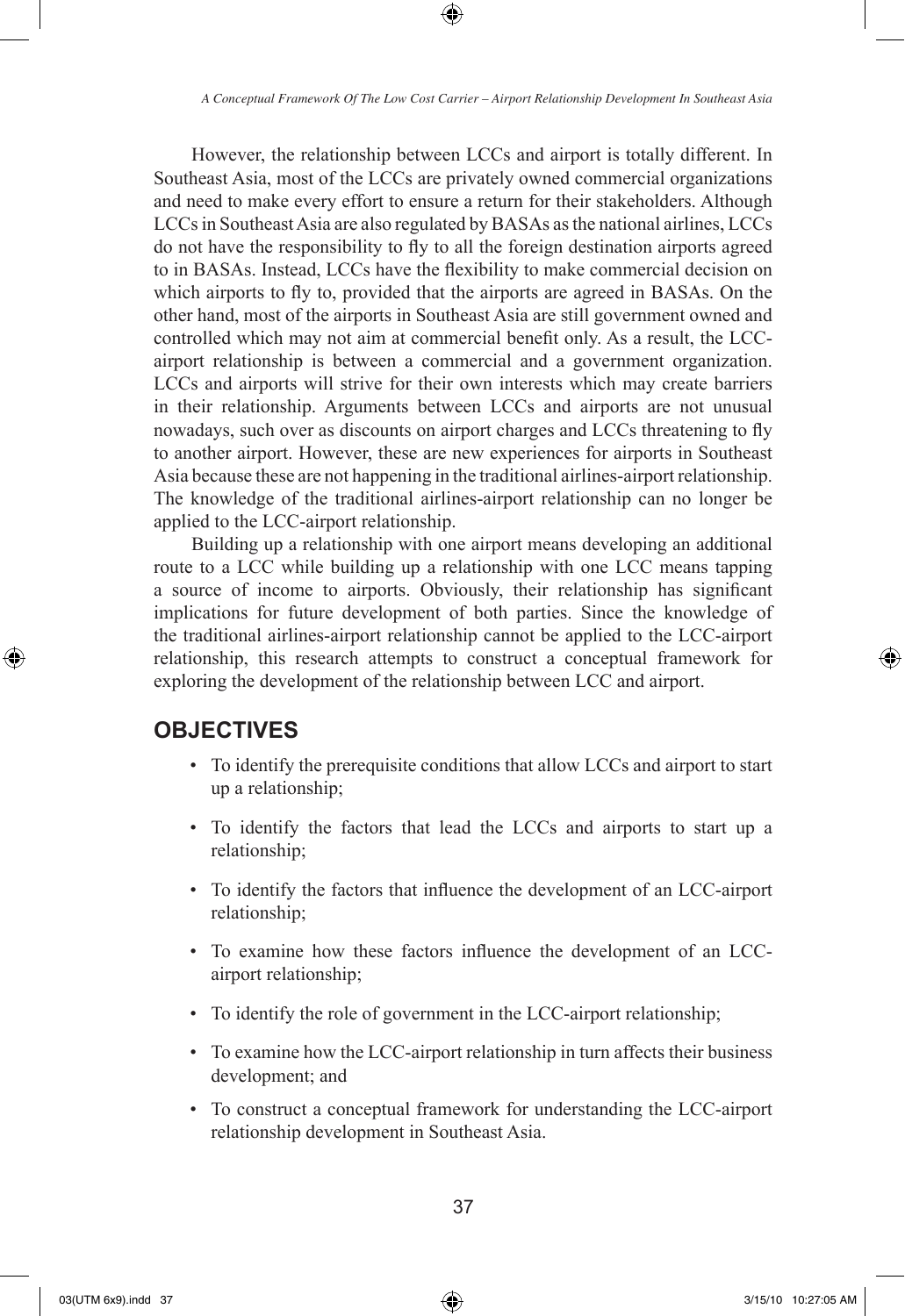However, the relationship between LCCs and airport is totally different. In Southeast Asia, most of the LCCs are privately owned commercial organizations and need to make every effort to ensure a return for their stakeholders. Although LCCs in Southeast Asia are also regulated by BASAs as the national airlines, LCCs do not have the responsibility to fly to all the foreign destination airports agreed to in BASAs. Instead, LCCs have the flexibility to make commercial decision on which airports to fly to, provided that the airports are agreed in BASAs. On the other hand, most of the airports in Southeast Asia are still government owned and controlled which may not aim at commercial benefit only. As a result, the LCC-airport relationship is between a commercial and a government organization. LCCs and airports will strive for their own interests which may create barriers in their relationship. Arguments between LCCs and airports are not unusual nowadays, such over as discounts on airport charges and LCCs threatening to fly to another airport. However, these are new experiences for airports in Southeast Asia because these are not happening in the traditional airlines-airport relationship. The knowledge of the traditional airlines-airport relationship can no longer be applied to the LCC-airport relationship.

Building up a relationship with one airport means developing an additional route to a LCC while building up a relationship with one LCC means tapping a source of income to airports. Obviously, their relationship has significant implications for future development of both parties. Since the knowledge of the traditional airlines-airport relationship cannot be applied to the LCC-airport relationship, this research attempts to construct a conceptual framework for exploring the development of the relationship between LCC and airport.

## OBJECTIVES

- To identify the prerequisite conditions that allow LCCs and airport to start up a relationship;
- To identify the factors that lead the LCCs and airports to start up a relationship;
- To identify the factors that influence the development of an LCC-airport relationship;
- To examine how these factors influence the development of an LCC-airport relationship;
- To identify the role of government in the LCC-airport relationship;
- To examine how the LCC-airport relationship in turn affects their business development; and
- To construct a conceptual framework for understanding the LCC-airport relationship development in Southeast Asia.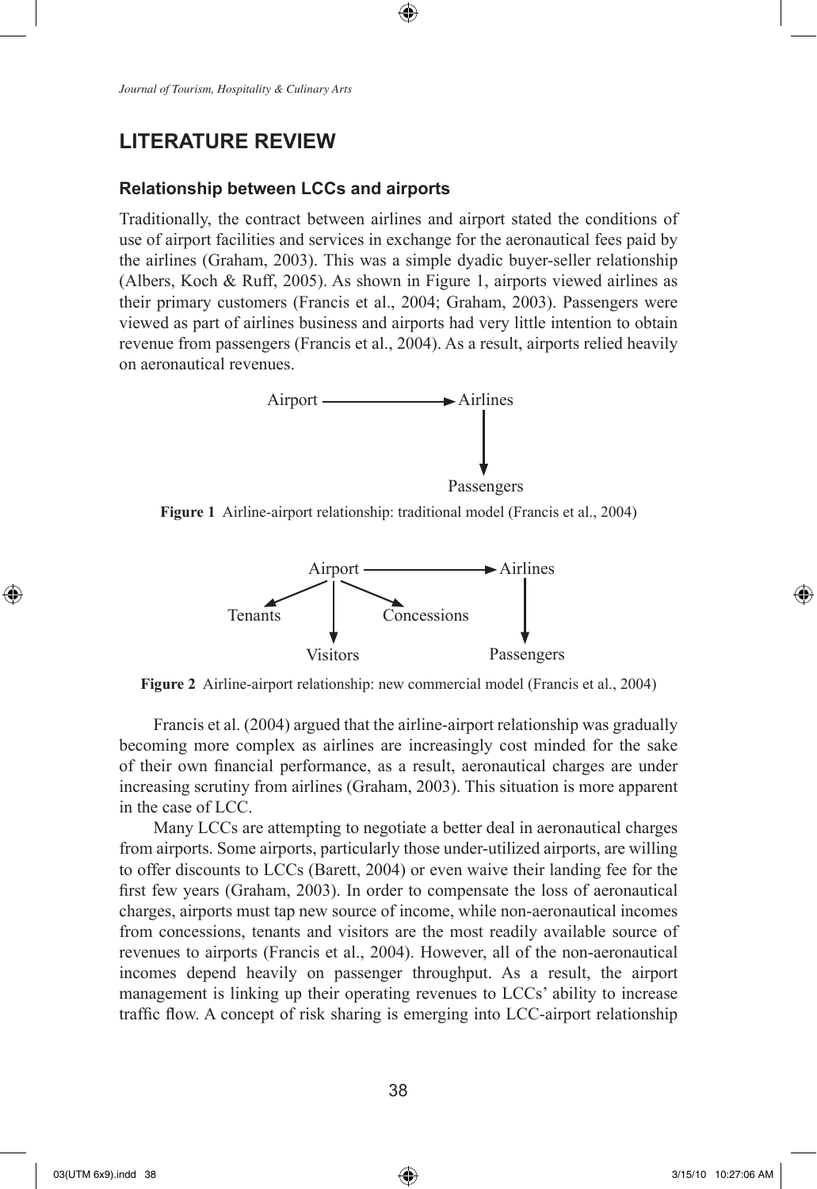## LITERATURE REVIEW

### Relationship between LCCs and airports

Traditionally, the contract between airlines and airport stated the conditions of use of airport facilities and services in exchange for the aeronautical fees paid by the airlines (Graham, 2003). This was a simple dyadic buyer-seller relationship (Albers, Koch & Ruff, 2005). As shown in Figure 1, airports viewed airlines as their primary customers (Francis et al., 2004; Graham, 2003). Passengers were viewed as part of airlines business and airports had very little intention to obtain revenue from passengers (Francis et al., 2004). As a result, airports relied heavily on aeronautical revenues.

```
Airport ──────────► Airlines
                        │
                        ▼
                    Passengers
```

**Figure 1** Airline-airport relationship: traditional model (Francis et al., 2004)

```
            Airport ──────────► Airlines
           ╱   │   ╲                │
          ▼    │    ▼               ▼
   Tenants     │     Concessions  Passengers
               ▼
            Visitors
```

**Figure 2** Airline-airport relationship: new commercial model (Francis et al., 2004)

Francis et al. (2004) argued that the airline-airport relationship was gradually becoming more complex as airlines are increasingly cost minded for the sake of their own financial performance, as a result, aeronautical charges are under increasing scrutiny from airlines (Graham, 2003). This situation is more apparent in the case of LCC.

Many LCCs are attempting to negotiate a better deal in aeronautical charges from airports. Some airports, particularly those under-utilized airports, are willing to offer discounts to LCCs (Barett, 2004) or even waive their landing fee for the first few years (Graham, 2003). In order to compensate the loss of aeronautical charges, airports must tap new source of income, while non-aeronautical incomes from concessions, tenants and visitors are the most readily available source of revenues to airports (Francis et al., 2004). However, all of the non-aeronautical incomes depend heavily on passenger throughput. As a result, the airport management is linking up their operating revenues to LCCs' ability to increase traffic flow. A concept of risk sharing is emerging into LCC-airport relationship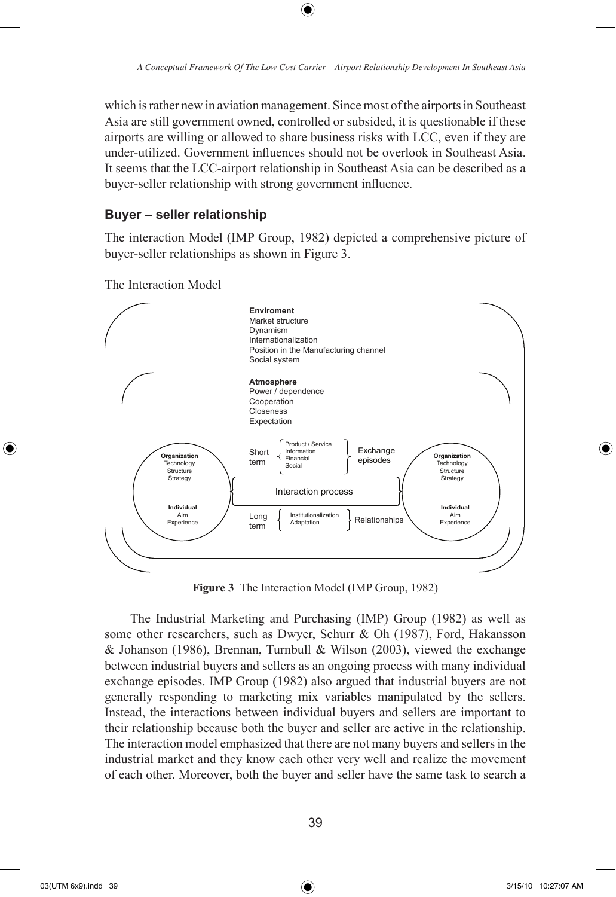which is rather new in aviation management. Since most of the airports in Southeast Asia are still government owned, controlled or subsided, it is questionable if these airports are willing or allowed to share business risks with LCC, even if they are under-utilized. Government influences should not be overlook in Southeast Asia. It seems that the LCC-airport relationship in Southeast Asia can be described as a buyer-seller relationship with strong government influence.

### Buyer – seller relationship

The interaction Model (IMP Group, 1982) depicted a comprehensive picture of buyer-seller relationships as shown in Figure 3.

The Interaction Model

**Enviroment**
Market structure
Dynamism
Internationalization
Position in the Manufacturing channel
Social system

**Atmosphere**
Power / dependence
Cooperation
Closeness
Expectation

**Organization**: Technology, Structure, Strategy
**Individual**: Aim, Experience

Short term: Product / Service, Information, Financial, Social → Exchange episodes

Interaction process

Long term: Institutionalization, Adaptation → Relationships

**Organization**: Technology, Structure, Strategy
**Individual**: Aim, Experience

**Figure 3** The Interaction Model (IMP Group, 1982)

The Industrial Marketing and Purchasing (IMP) Group (1982) as well as some other researchers, such as Dwyer, Schurr & Oh (1987), Ford, Hakansson & Johanson (1986), Brennan, Turnbull & Wilson (2003), viewed the exchange between industrial buyers and sellers as an ongoing process with many individual exchange episodes. IMP Group (1982) also argued that industrial buyers are not generally responding to marketing mix variables manipulated by the sellers. Instead, the interactions between individual buyers and sellers are important to their relationship because both the buyer and seller are active in the relationship. The interaction model emphasized that there are not many buyers and sellers in the industrial market and they know each other very well and realize the movement of each other. Moreover, both the buyer and seller have the same task to search a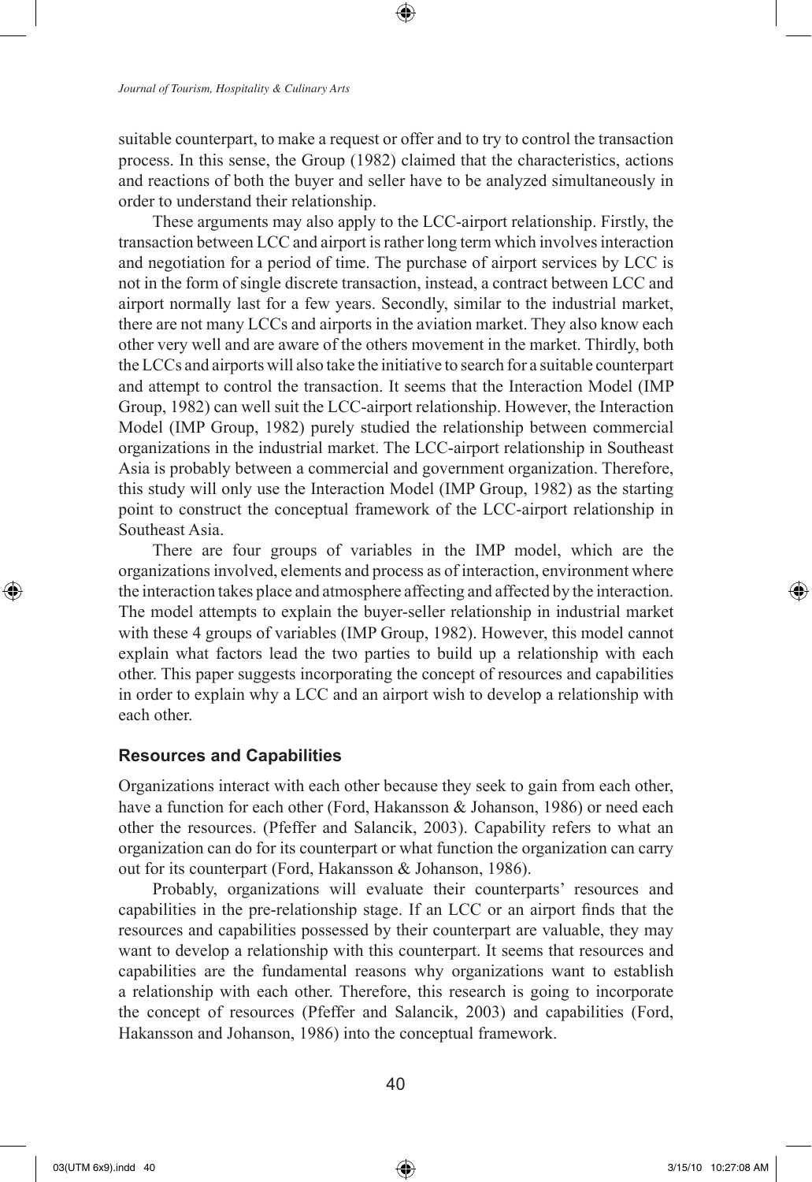suitable counterpart, to make a request or offer and to try to control the transaction process. In this sense, the Group (1982) claimed that the characteristics, actions and reactions of both the buyer and seller have to be analyzed simultaneously in order to understand their relationship.

These arguments may also apply to the LCC-airport relationship. Firstly, the transaction between LCC and airport is rather long term which involves interaction and negotiation for a period of time. The purchase of airport services by LCC is not in the form of single discrete transaction, instead, a contract between LCC and airport normally last for a few years. Secondly, similar to the industrial market, there are not many LCCs and airports in the aviation market. They also know each other very well and are aware of the others movement in the market. Thirdly, both the LCCs and airports will also take the initiative to search for a suitable counterpart and attempt to control the transaction. It seems that the Interaction Model (IMP Group, 1982) can well suit the LCC-airport relationship. However, the Interaction Model (IMP Group, 1982) purely studied the relationship between commercial organizations in the industrial market. The LCC-airport relationship in Southeast Asia is probably between a commercial and government organization. Therefore, this study will only use the Interaction Model (IMP Group, 1982) as the starting point to construct the conceptual framework of the LCC-airport relationship in Southeast Asia.

There are four groups of variables in the IMP model, which are the organizations involved, elements and process as of interaction, environment where the interaction takes place and atmosphere affecting and affected by the interaction. The model attempts to explain the buyer-seller relationship in industrial market with these 4 groups of variables (IMP Group, 1982). However, this model cannot explain what factors lead the two parties to build up a relationship with each other. This paper suggests incorporating the concept of resources and capabilities in order to explain why a LCC and an airport wish to develop a relationship with each other.

### Resources and Capabilities

Organizations interact with each other because they seek to gain from each other, have a function for each other (Ford, Hakansson & Johanson, 1986) or need each other the resources. (Pfeffer and Salancik, 2003). Capability refers to what an organization can do for its counterpart or what function the organization can carry out for its counterpart (Ford, Hakansson & Johanson, 1986).

Probably, organizations will evaluate their counterparts' resources and capabilities in the pre-relationship stage. If an LCC or an airport finds that the resources and capabilities possessed by their counterpart are valuable, they may want to develop a relationship with this counterpart. It seems that resources and capabilities are the fundamental reasons why organizations want to establish a relationship with each other. Therefore, this research is going to incorporate the concept of resources (Pfeffer and Salancik, 2003) and capabilities (Ford, Hakansson and Johanson, 1986) into the conceptual framework.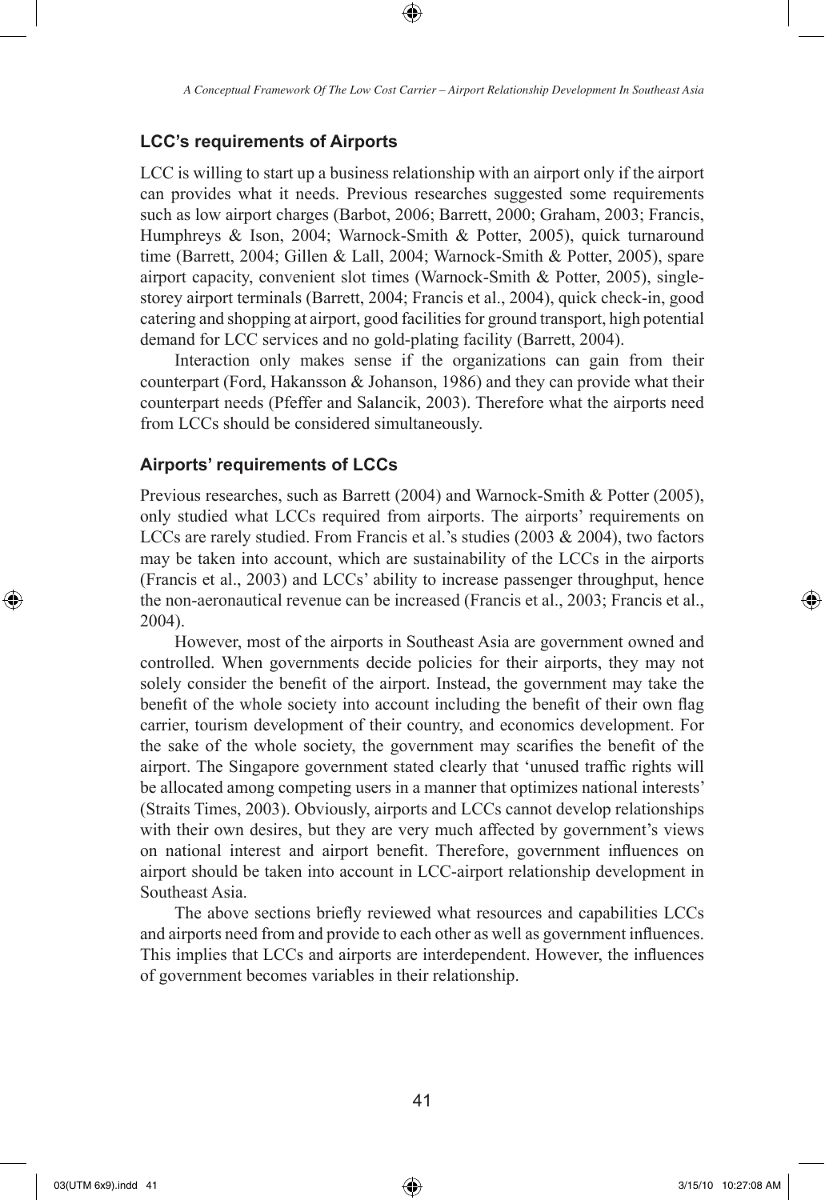### LCC's requirements of Airports

LCC is willing to start up a business relationship with an airport only if the airport can provides what it needs. Previous researches suggested some requirements such as low airport charges (Barbot, 2006; Barrett, 2000; Graham, 2003; Francis, Humphreys & Ison, 2004; Warnock-Smith & Potter, 2005), quick turnaround time (Barrett, 2004; Gillen & Lall, 2004; Warnock-Smith & Potter, 2005), spare airport capacity, convenient slot times (Warnock-Smith & Potter, 2005), single-storey airport terminals (Barrett, 2004; Francis et al., 2004), quick check-in, good catering and shopping at airport, good facilities for ground transport, high potential demand for LCC services and no gold-plating facility (Barrett, 2004).

Interaction only makes sense if the organizations can gain from their counterpart (Ford, Hakansson & Johanson, 1986) and they can provide what their counterpart needs (Pfeffer and Salancik, 2003). Therefore what the airports need from LCCs should be considered simultaneously.

### Airports' requirements of LCCs

Previous researches, such as Barrett (2004) and Warnock-Smith & Potter (2005), only studied what LCCs required from airports. The airports' requirements on LCCs are rarely studied. From Francis et al.'s studies (2003 & 2004), two factors may be taken into account, which are sustainability of the LCCs in the airports (Francis et al., 2003) and LCCs' ability to increase passenger throughput, hence the non-aeronautical revenue can be increased (Francis et al., 2003; Francis et al., 2004).

However, most of the airports in Southeast Asia are government owned and controlled. When governments decide policies for their airports, they may not solely consider the benefit of the airport. Instead, the government may take the benefit of the whole society into account including the benefit of their own flag carrier, tourism development of their country, and economics development. For the sake of the whole society, the government may scarifies the benefit of the airport. The Singapore government stated clearly that 'unused traffic rights will be allocated among competing users in a manner that optimizes national interests' (Straits Times, 2003). Obviously, airports and LCCs cannot develop relationships with their own desires, but they are very much affected by government's views on national interest and airport benefit. Therefore, government influences on airport should be taken into account in LCC-airport relationship development in Southeast Asia.

The above sections briefly reviewed what resources and capabilities LCCs and airports need from and provide to each other as well as government influences. This implies that LCCs and airports are interdependent. However, the influences of government becomes variables in their relationship.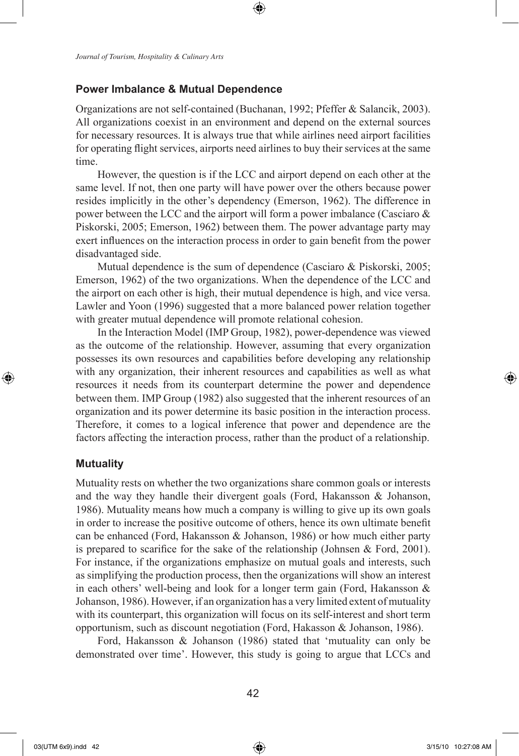## Power Imbalance & Mutual Dependence

Organizations are not self-contained (Buchanan, 1992; Pfeffer & Salancik, 2003). All organizations coexist in an environment and depend on the external sources for necessary resources. It is always true that while airlines need airport facilities for operating flight services, airports need airlines to buy their services at the same time.

However, the question is if the LCC and airport depend on each other at the same level. If not, then one party will have power over the others because power resides implicitly in the other's dependency (Emerson, 1962). The difference in power between the LCC and the airport will form a power imbalance (Casciaro & Piskorski, 2005; Emerson, 1962) between them. The power advantage party may exert influences on the interaction process in order to gain benefit from the power disadvantaged side.

Mutual dependence is the sum of dependence (Casciaro & Piskorski, 2005; Emerson, 1962) of the two organizations. When the dependence of the LCC and the airport on each other is high, their mutual dependence is high, and vice versa. Lawler and Yoon (1996) suggested that a more balanced power relation together with greater mutual dependence will promote relational cohesion.

In the Interaction Model (IMP Group, 1982), power-dependence was viewed as the outcome of the relationship. However, assuming that every organization possesses its own resources and capabilities before developing any relationship with any organization, their inherent resources and capabilities as well as what resources it needs from its counterpart determine the power and dependence between them. IMP Group (1982) also suggested that the inherent resources of an organization and its power determine its basic position in the interaction process. Therefore, it comes to a logical inference that power and dependence are the factors affecting the interaction process, rather than the product of a relationship.

## Mutuality

Mutuality rests on whether the two organizations share common goals or interests and the way they handle their divergent goals (Ford, Hakansson & Johanson, 1986). Mutuality means how much a company is willing to give up its own goals in order to increase the positive outcome of others, hence its own ultimate benefit can be enhanced (Ford, Hakansson & Johanson, 1986) or how much either party is prepared to scarifice for the sake of the relationship (Johnsen & Ford, 2001). For instance, if the organizations emphasize on mutual goals and interests, such as simplifying the production process, then the organizations will show an interest in each others' well-being and look for a longer term gain (Ford, Hakansson & Johanson, 1986). However, if an organization has a very limited extent of mutuality with its counterpart, this organization will focus on its self-interest and short term opportunism, such as discount negotiation (Ford, Hakasson & Johanson, 1986).

Ford, Hakansson & Johanson (1986) stated that 'mutuality can only be demonstrated over time'. However, this study is going to argue that LCCs and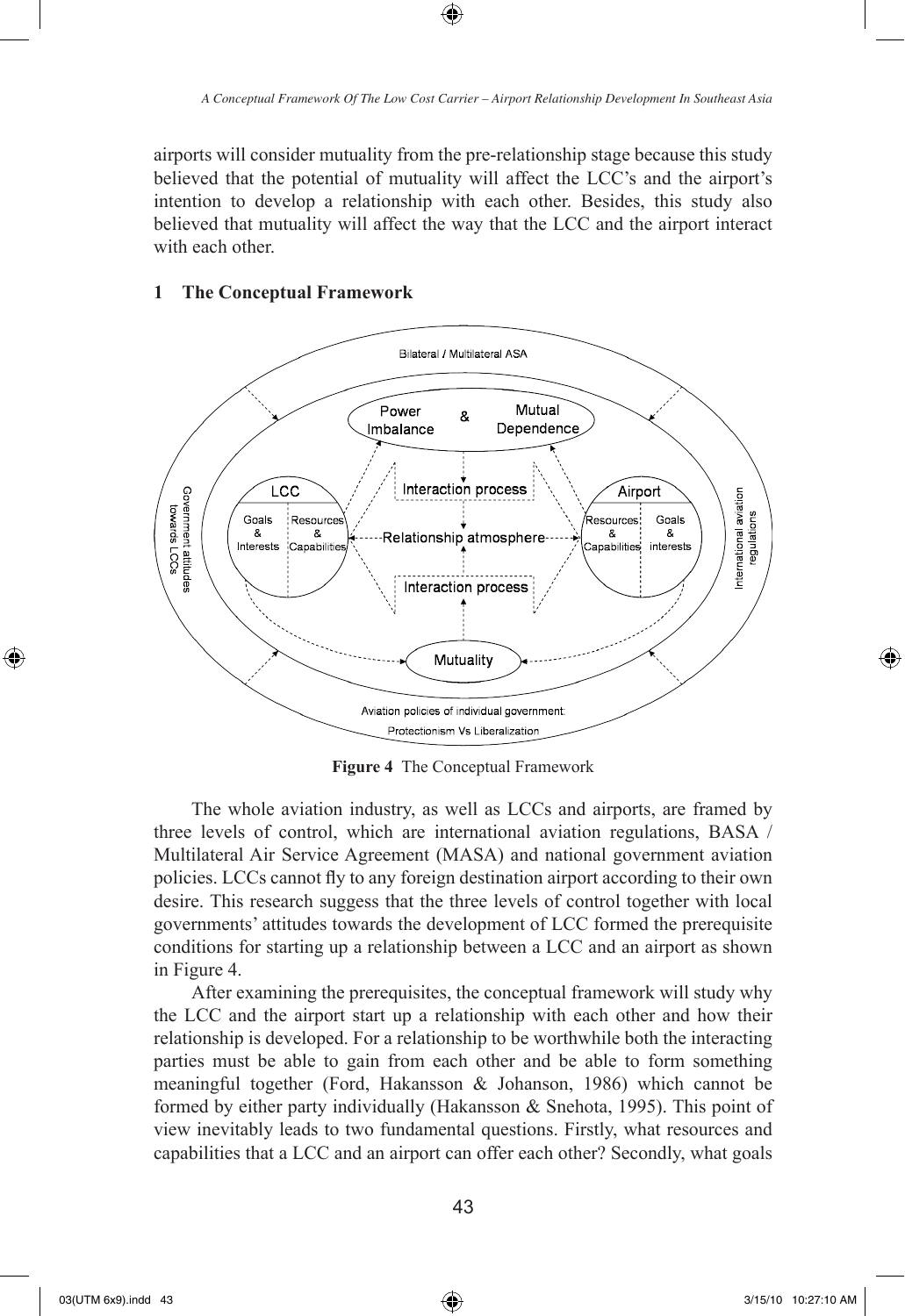airports will consider mutuality from the pre-relationship stage because this study believed that the potential of mutuality will affect the LCC's and the airport's intention to develop a relationship with each other. Besides, this study also believed that mutuality will affect the way that the LCC and the airport interact with each other.

## 1 The Conceptual Framework

**Figure 4** The Conceptual Framework

The whole aviation industry, as well as LCCs and airports, are framed by three levels of control, which are international aviation regulations, BASA / Multilateral Air Service Agreement (MASA) and national government aviation policies. LCCs cannot fly to any foreign destination airport according to their own desire. This research suggest that the three levels of control together with local governments' attitudes towards the development of LCC formed the prerequisite conditions for starting up a relationship between a LCC and an airport as shown in Figure 4.

After examining the prerequisites, the conceptual framework will study why the LCC and the airport start up a relationship with each other and how their relationship is developed. For a relationship to be worthwhile both the interacting parties must be able to gain from each other and be able to form something meaningful together (Ford, Hakansson & Johanson, 1986) which cannot be formed by either party individually (Hakansson & Snehota, 1995). This point of view inevitably leads to two fundamental questions. Firstly, what resources and capabilities that a LCC and an airport can offer each other? Secondly, what goals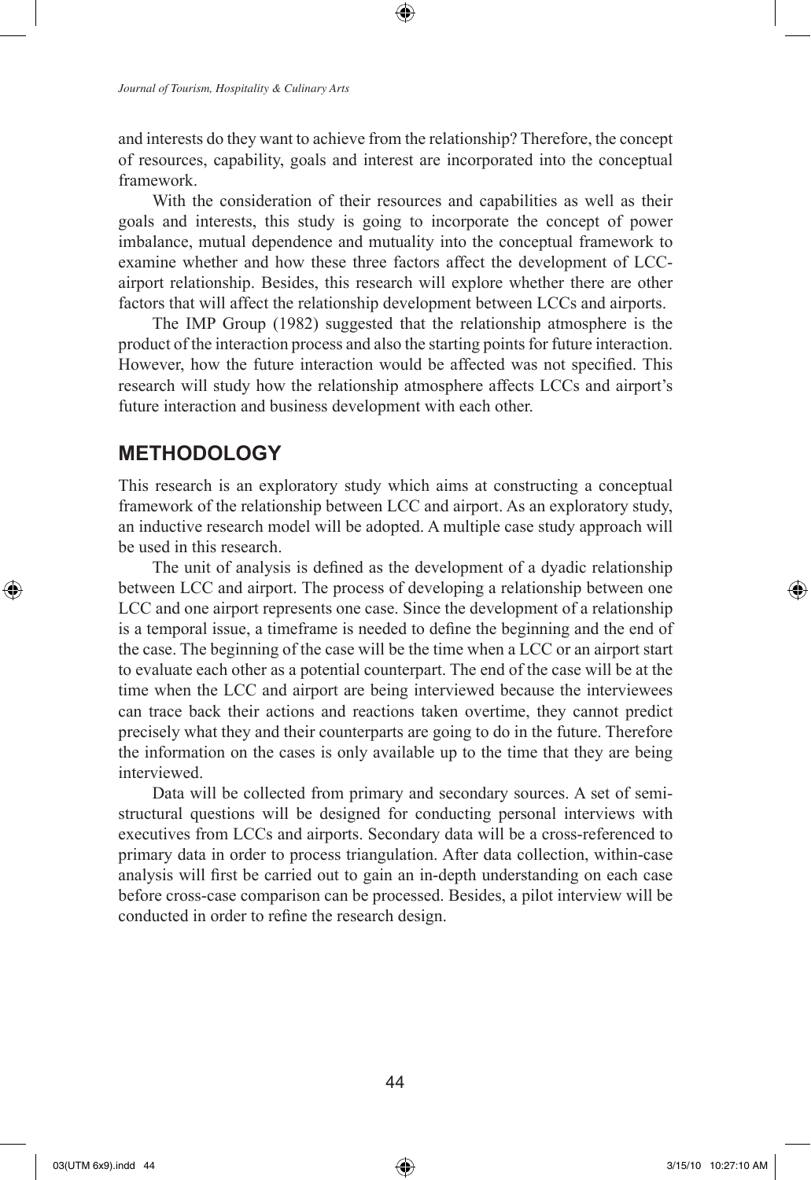and interests do they want to achieve from the relationship? Therefore, the concept of resources, capability, goals and interest are incorporated into the conceptual framework.

With the consideration of their resources and capabilities as well as their goals and interests, this study is going to incorporate the concept of power imbalance, mutual dependence and mutuality into the conceptual framework to examine whether and how these three factors affect the development of LCC-airport relationship. Besides, this research will explore whether there are other factors that will affect the relationship development between LCCs and airports.

The IMP Group (1982) suggested that the relationship atmosphere is the product of the interaction process and also the starting points for future interaction. However, how the future interaction would be affected was not specified. This research will study how the relationship atmosphere affects LCCs and airport's future interaction and business development with each other.

## METHODOLOGY

This research is an exploratory study which aims at constructing a conceptual framework of the relationship between LCC and airport. As an exploratory study, an inductive research model will be adopted. A multiple case study approach will be used in this research.

The unit of analysis is defined as the development of a dyadic relationship between LCC and airport. The process of developing a relationship between one LCC and one airport represents one case. Since the development of a relationship is a temporal issue, a timeframe is needed to define the beginning and the end of the case. The beginning of the case will be the time when a LCC or an airport start to evaluate each other as a potential counterpart. The end of the case will be at the time when the LCC and airport are being interviewed because the interviewees can trace back their actions and reactions taken overtime, they cannot predict precisely what they and their counterparts are going to do in the future. Therefore the information on the cases is only available up to the time that they are being interviewed.

Data will be collected from primary and secondary sources. A set of semi-structural questions will be designed for conducting personal interviews with executives from LCCs and airports. Secondary data will be a cross-referenced to primary data in order to process triangulation. After data collection, within-case analysis will first be carried out to gain an in-depth understanding on each case before cross-case comparison can be processed. Besides, a pilot interview will be conducted in order to refine the research design.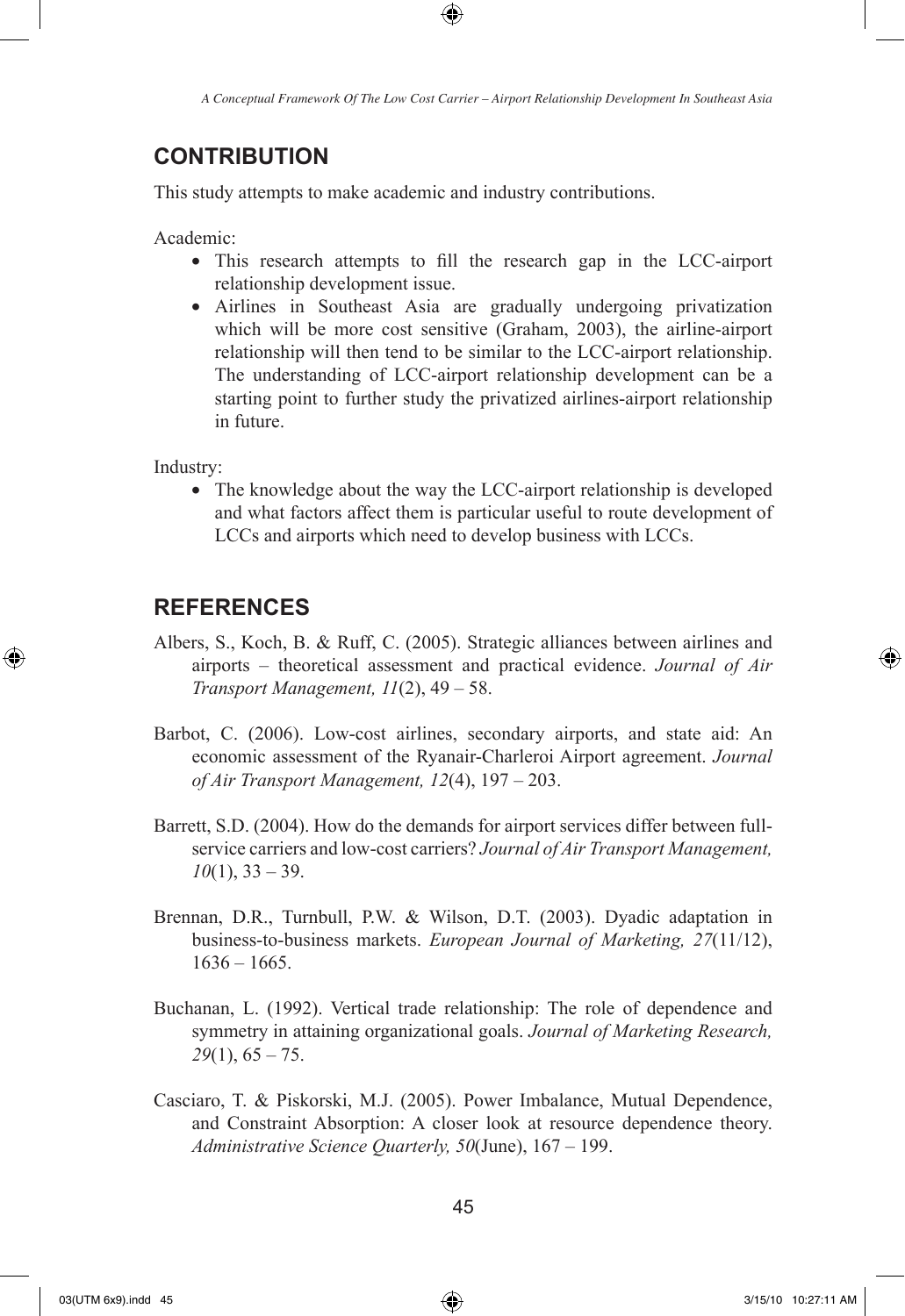## CONTRIBUTION

This study attempts to make academic and industry contributions.

Academic:

- This research attempts to fill the research gap in the LCC-airport relationship development issue.
- Airlines in Southeast Asia are gradually undergoing privatization which will be more cost sensitive (Graham, 2003), the airline-airport relationship will then tend to be similar to the LCC-airport relationship. The understanding of LCC-airport relationship development can be a starting point to further study the privatized airlines-airport relationship in future.

Industry:

- The knowledge about the way the LCC-airport relationship is developed and what factors affect them is particular useful to route development of LCCs and airports which need to develop business with LCCs.

## REFERENCES

Albers, S., Koch, B. & Ruff, C. (2005). Strategic alliances between airlines and airports – theoretical assessment and practical evidence. *Journal of Air Transport Management, 11*(2), 49 – 58.

Barbot, C. (2006). Low-cost airlines, secondary airports, and state aid: An economic assessment of the Ryanair-Charleroi Airport agreement. *Journal of Air Transport Management, 12*(4), 197 – 203.

Barrett, S.D. (2004). How do the demands for airport services differ between full-service carriers and low-cost carriers? *Journal of Air Transport Management, 10*(1), 33 – 39.

Brennan, D.R., Turnbull, P.W. & Wilson, D.T. (2003). Dyadic adaptation in business-to-business markets. *European Journal of Marketing, 27*(11/12), 1636 – 1665.

Buchanan, L. (1992). Vertical trade relationship: The role of dependence and symmetry in attaining organizational goals. *Journal of Marketing Research, 29*(1), 65 – 75.

Casciaro, T. & Piskorski, M.J. (2005). Power Imbalance, Mutual Dependence, and Constraint Absorption: A closer look at resource dependence theory. *Administrative Science Quarterly, 50*(June), 167 – 199.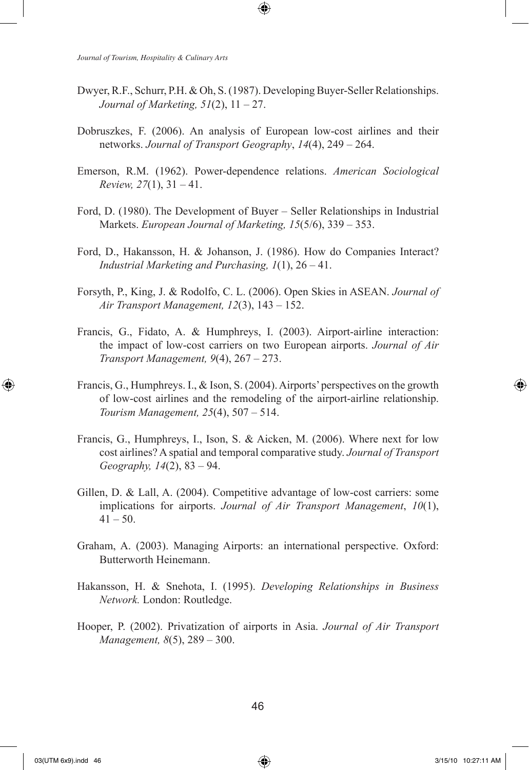Dwyer, R.F., Schurr, P.H. & Oh, S. (1987). Developing Buyer-Seller Relationships. *Journal of Marketing, 51*(2), 11 – 27.

Dobruszkes, F. (2006). An analysis of European low-cost airlines and their networks. *Journal of Transport Geography*, *14*(4), 249 – 264.

Emerson, R.M. (1962). Power-dependence relations. *American Sociological Review, 27*(1), 31 – 41.

Ford, D. (1980). The Development of Buyer – Seller Relationships in Industrial Markets. *European Journal of Marketing, 15*(5/6), 339 – 353.

Ford, D., Hakansson, H. & Johanson, J. (1986). How do Companies Interact? *Industrial Marketing and Purchasing, 1*(1), 26 – 41.

Forsyth, P., King, J. & Rodolfo, C. L. (2006). Open Skies in ASEAN. *Journal of Air Transport Management, 12*(3), 143 – 152.

Francis, G., Fidato, A. & Humphreys, I. (2003). Airport-airline interaction: the impact of low-cost carriers on two European airports. *Journal of Air Transport Management, 9*(4), 267 – 273.

Francis, G., Humphreys. I., & Ison, S. (2004). Airports' perspectives on the growth of low-cost airlines and the remodeling of the airport-airline relationship. *Tourism Management, 25*(4), 507 – 514.

Francis, G., Humphreys, I., Ison, S. & Aicken, M. (2006). Where next for low cost airlines? A spatial and temporal comparative study. *Journal of Transport Geography, 14*(2), 83 – 94.

Gillen, D. & Lall, A. (2004). Competitive advantage of low-cost carriers: some implications for airports. *Journal of Air Transport Management*, *10*(1), 41 – 50.

Graham, A. (2003). Managing Airports: an international perspective. Oxford: Butterworth Heinemann.

Hakansson, H. & Snehota, I. (1995). *Developing Relationships in Business Network.* London: Routledge.

Hooper, P. (2002). Privatization of airports in Asia. *Journal of Air Transport Management, 8*(5), 289 – 300.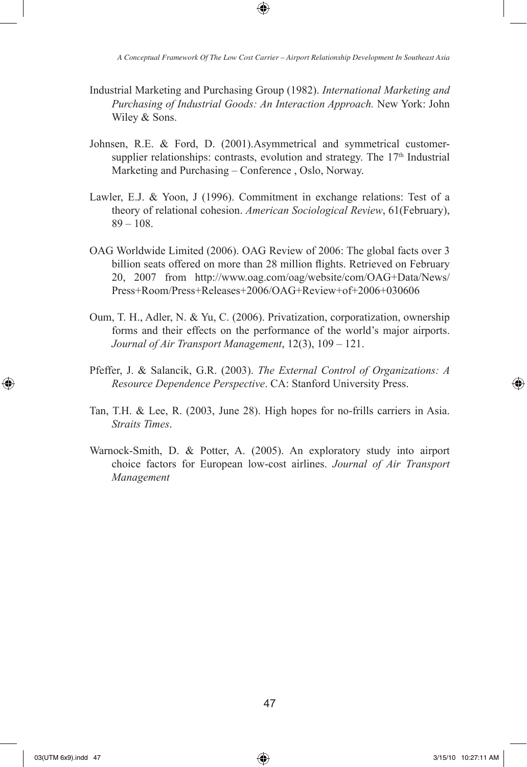Industrial Marketing and Purchasing Group (1982). *International Marketing and Purchasing of Industrial Goods: An Interaction Approach.* New York: John Wiley & Sons.

Johnsen, R.E. & Ford, D. (2001).Asymmetrical and symmetrical customer-supplier relationships: contrasts, evolution and strategy. The 17th Industrial Marketing and Purchasing – Conference , Oslo, Norway.

Lawler, E.J. & Yoon, J (1996). Commitment in exchange relations: Test of a theory of relational cohesion. *American Sociological Review*, 61(February), 89 – 108.

OAG Worldwide Limited (2006). OAG Review of 2006: The global facts over 3 billion seats offered on more than 28 million flights. Retrieved on February 20, 2007 from http://www.oag.com/oag/website/com/OAG+Data/News/Press+Room/Press+Releases+2006/OAG+Review+of+2006+030606

Oum, T. H., Adler, N. & Yu, C. (2006). Privatization, corporatization, ownership forms and their effects on the performance of the world's major airports. *Journal of Air Transport Management*, 12(3), 109 – 121.

Pfeffer, J. & Salancik, G.R. (2003). *The External Control of Organizations: A Resource Dependence Perspective*. CA: Stanford University Press.

Tan, T.H. & Lee, R. (2003, June 28). High hopes for no-frills carriers in Asia. *Straits Times*.

Warnock-Smith, D. & Potter, A. (2005). An exploratory study into airport choice factors for European low-cost airlines. *Journal of Air Transport Management*